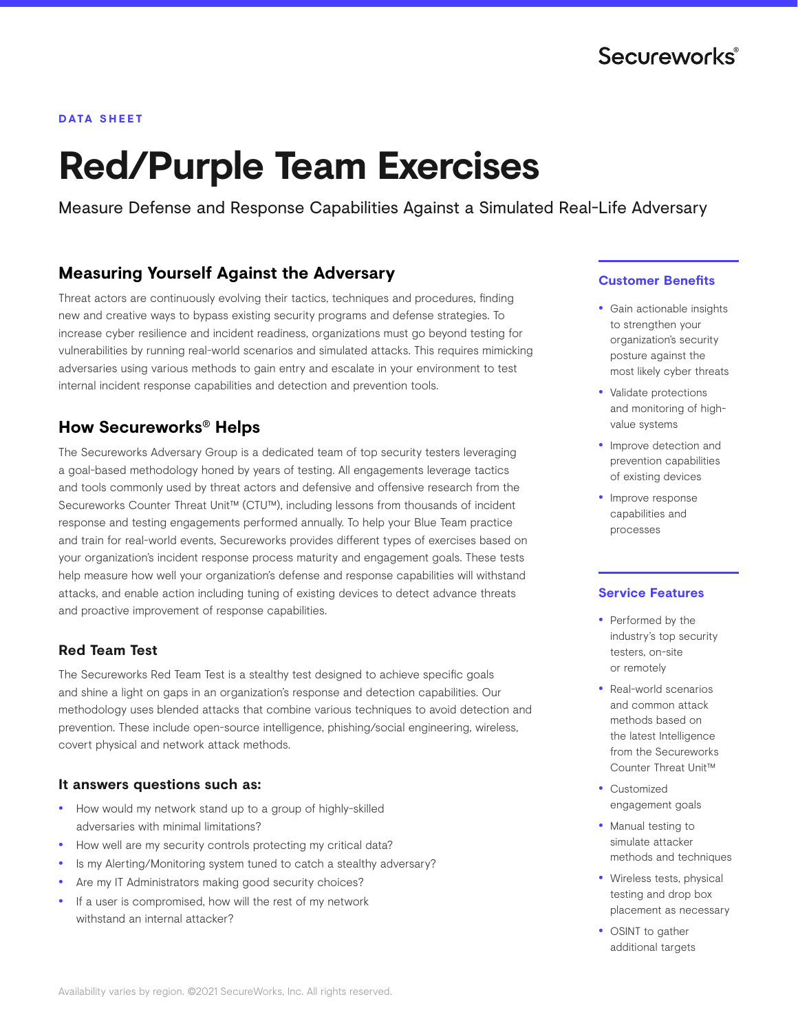Secureworks®

DATA SHEET

# Red/Purple Team Exercises

Measure Defense and Response Capabilities Against a Simulated Real-Life Adversary

## Measuring Yourself Against the Adversary

Threat actors are continuously evolving their tactics, techniques and procedures, finding new and creative ways to bypass existing security programs and defense strategies. To increase cyber resilience and incident readiness, organizations must go beyond testing for vulnerabilities by running real-world scenarios and simulated attacks. This requires mimicking adversaries using various methods to gain entry and escalate in your environment to test internal incident response capabilities and detection and prevention tools.

## How Secureworks® Helps

The Secureworks Adversary Group is a dedicated team of top security testers leveraging a goal-based methodology honed by years of testing. All engagements leverage tactics and tools commonly used by threat actors and defensive and offensive research from the Secureworks Counter Threat Unit™ (CTU™), including lessons from thousands of incident response and testing engagements performed annually. To help your Blue Team practice and train for real-world events, Secureworks provides different types of exercises based on your organization's incident response process maturity and engagement goals. These tests help measure how well your organization's defense and response capabilities will withstand attacks, and enable action including tuning of existing devices to detect advance threats and proactive improvement of response capabilities.

### Red Team Test

The Secureworks Red Team Test is a stealthy test designed to achieve specific goals and shine a light on gaps in an organization's response and detection capabilities. Our methodology uses blended attacks that combine various techniques to avoid detection and prevention. These include open-source intelligence, phishing/social engineering, wireless, covert physical and network attack methods.

#### It answers questions such as:

- How would my network stand up to a group of highly-skilled adversaries with minimal limitations?
- How well are my security controls protecting my critical data?
- Is my Alerting/Monitoring system tuned to catch a stealthy adversary?
- Are my IT Administrators making good security choices?
- If a user is compromised, how will the rest of my network withstand an internal attacker?

### Customer Benefits

- Gain actionable insights to strengthen your organization's security posture against the most likely cyber threats
- Validate protections and monitoring of high-value systems
- Improve detection and prevention capabilities of existing devices
- Improve response capabilities and processes

### Service Features

- Performed by the industry's top security testers, on-site or remotely
- Real-world scenarios and common attack methods based on the latest Intelligence from the Secureworks Counter Threat Unit™
- Customized engagement goals
- Manual testing to simulate attacker methods and techniques
- Wireless tests, physical testing and drop box placement as necessary
- OSINT to gather additional targets

Availability varies by region. ©2021 SecureWorks, Inc. All rights reserved.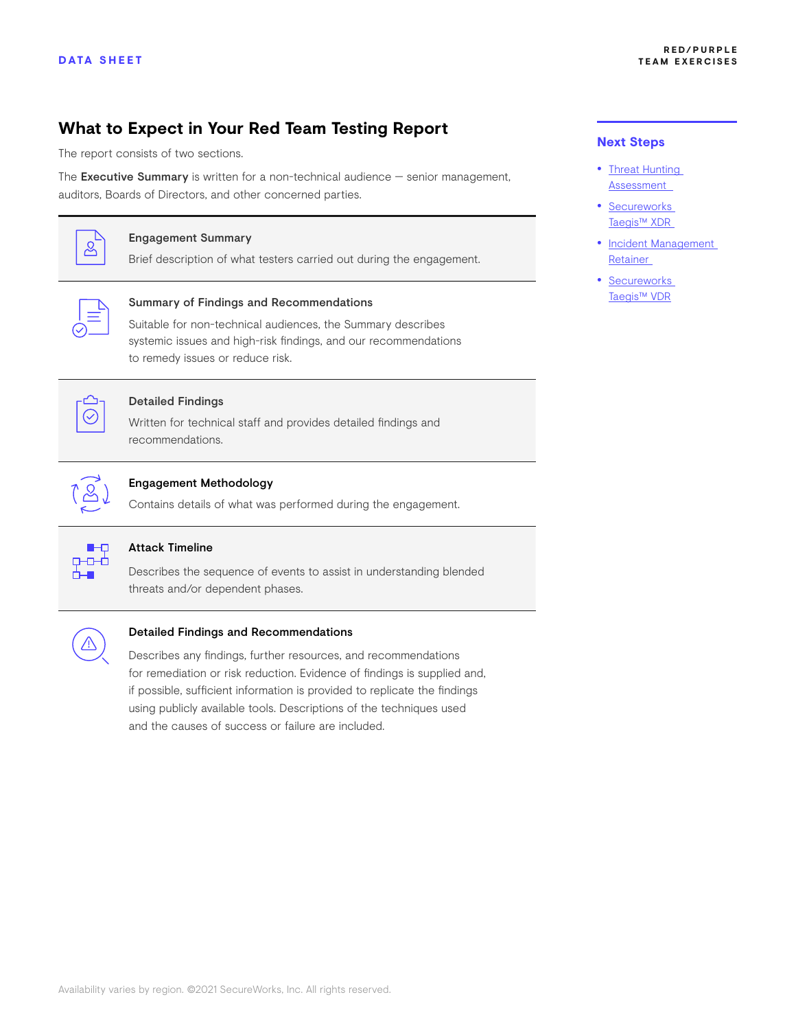## What to Expect in Your Red Team Testing Report

The report consists of two sections.

The **Executive Summary** is written for a non-technical audience — senior management, auditors, Boards of Directors, and other concerned parties.

**Engagement Summary**

Brief description of what testers carried out during the engagement.

**Summary of Findings and Recommendations**

Suitable for non-technical audiences, the Summary describes systemic issues and high-risk findings, and our recommendations to remedy issues or reduce risk.

**Detailed Findings**

Written for technical staff and provides detailed findings and recommendations.

**Engagement Methodology**

Contains details of what was performed during the engagement.

**Attack Timeline**

Describes the sequence of events to assist in understanding blended threats and/or dependent phases.

**Detailed Findings and Recommendations**

Describes any findings, further resources, and recommendations for remediation or risk reduction. Evidence of findings is supplied and, if possible, sufficient information is provided to replicate the findings using publicly available tools. Descriptions of the techniques used and the causes of success or failure are included.

### Next Steps

- Threat Hunting Assessment
- Secureworks Taegis™ XDR
- Incident Management Retainer
- Secureworks Taegis™ VDR

Availability varies by region. ©2021 SecureWorks, Inc. All rights reserved.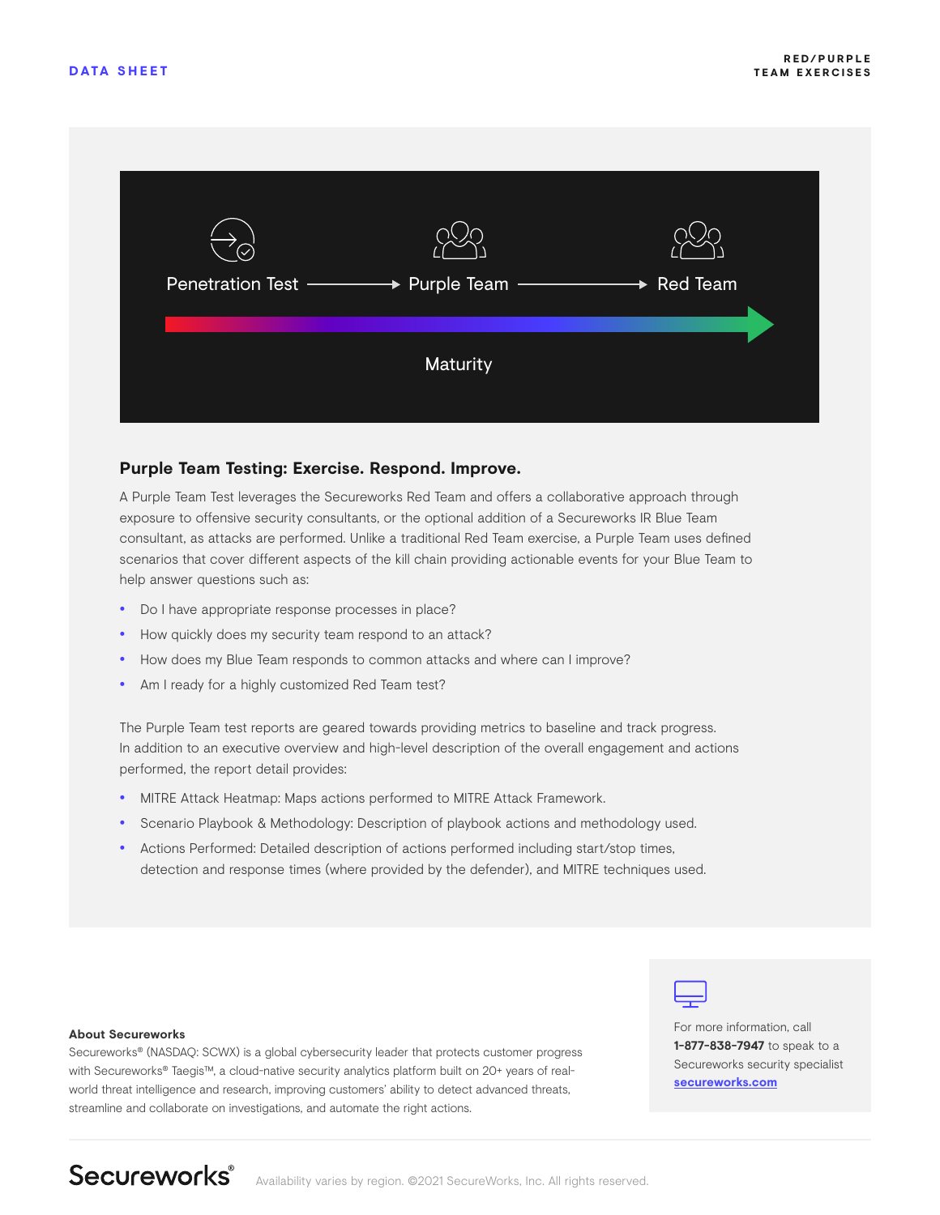Penetration Test → Purple Team → Red Team

Maturity

### Purple Team Testing: Exercise. Respond. Improve.

A Purple Team Test leverages the Secureworks Red Team and offers a collaborative approach through exposure to offensive security consultants, or the optional addition of a Secureworks IR Blue Team consultant, as attacks are performed. Unlike a traditional Red Team exercise, a Purple Team uses defined scenarios that cover different aspects of the kill chain providing actionable events for your Blue Team to help answer questions such as:

- Do I have appropriate response processes in place?
- How quickly does my security team respond to an attack?
- How does my Blue Team responds to common attacks and where can I improve?
- Am I ready for a highly customized Red Team test?

The Purple Team test reports are geared towards providing metrics to baseline and track progress. In addition to an executive overview and high-level description of the overall engagement and actions performed, the report detail provides:

- MITRE Attack Heatmap: Maps actions performed to MITRE Attack Framework.
- Scenario Playbook & Methodology: Description of playbook actions and methodology used.
- Actions Performed: Detailed description of actions performed including start/stop times, detection and response times (where provided by the defender), and MITRE techniques used.

**About Secureworks**

Secureworks® (NASDAQ: SCWX) is a global cybersecurity leader that protects customer progress with Secureworks® Taegis™, a cloud-native security analytics platform built on 20+ years of real-world threat intelligence and research, improving customers' ability to detect advanced threats, streamline and collaborate on investigations, and automate the right actions.

For more information, call **1-877-838-7947** to speak to a Secureworks security specialist
**secureworks.com**

Secureworks®

Availability varies by region. ©2021 SecureWorks, Inc. All rights reserved.